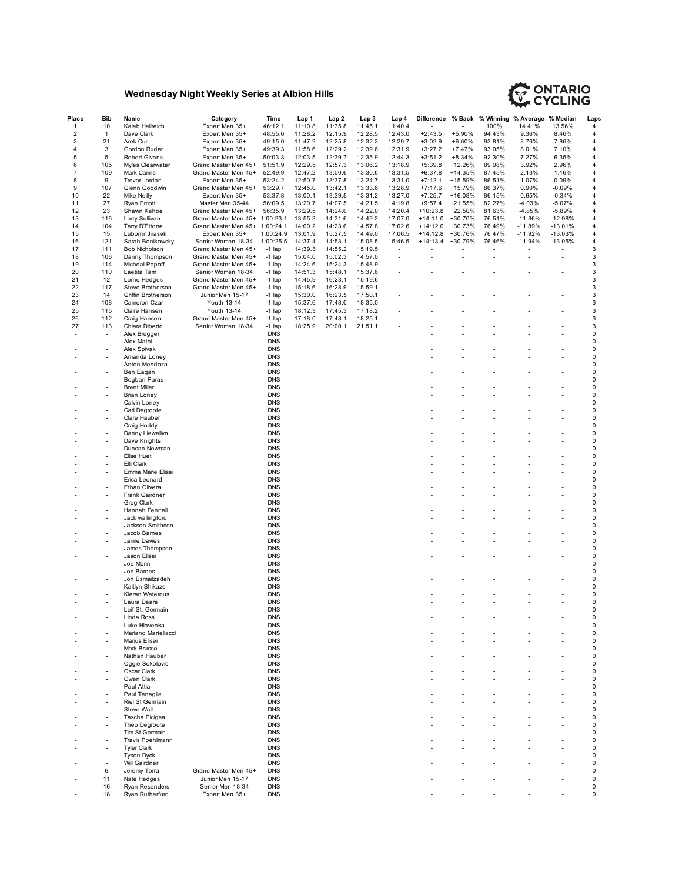## Wednesday Night Weekly Series at Albion Hills

ONTARIO CYCLING

| Place | Bib | Name | Category | Time | Lap 1 | Lap 2 | Lap 3 | Lap 4 | Difference | % Back | % Winning | % Average | % Median | Laps |
|---|---|---|---|---|---|---|---|---|---|---|---|---|---|---|
| 1 | 10 | Kaleb Hellreich | Expert Men 35+ | 46:12.1 | 11:10.8 | 11:35.8 | 11:45.1 | 11:40.4 | - | - | 100% | 14.41% | 13.56% | 4 |
| 2 | 1 | Dave Clark | Expert Men 35+ | 48:55.6 | 11:28.2 | 12:15.9 | 12:28.5 | 12:43.0 | +2:43.5 | +5.90% | 94.43% | 9.36% | 8.46% | 4 |
| 3 | 21 | Arek Cur | Expert Men 35+ | 49:15.0 | 11:47.2 | 12:25.8 | 12:32.3 | 12:29.7 | +3:02.9 | +6.60% | 93.81% | 8.76% | 7.86% | 4 |
| 4 | 3 | Gordon Ruder | Expert Men 35+ | 49:39.3 | 11:58.6 | 12:29.2 | 12:39.6 | 12:31.9 | +3:27.2 | +7.47% | 93.05% | 8.01% | 7.10% | 4 |
| 5 | 5 | Robert Givens | Expert Men 35+ | 50:03.3 | 12:03.5 | 12:39.7 | 12:35.9 | 12:44.3 | +3:51.2 | +8.34% | 92.30% | 7.27% | 6.35% | 4 |
| 6 | 105 | Myles Clearwater | Grand Master Men 45+ | 51:51.9 | 12:29.5 | 12:57.3 | 13:06.2 | 13:18.9 | +5:39.8 | +12.26% | 89.08% | 3.92% | 2.96% | 4 |
| 7 | 109 | Mark Cairns | Grand Master Men 45+ | 52:49.9 | 12:47.2 | 13:00.6 | 13:30.6 | 13:31.5 | +6:37.8 | +14.35% | 87.45% | 2.13% | 1.16% | 4 |
| 8 | 9 | Trevor Jordan | Expert Men 35+ | 53:24.2 | 12:50.7 | 13:37.8 | 13:24.7 | 13:31.0 | +7:12.1 | +15.59% | 86.51% | 1.07% | 0.09% | 4 |
| 9 | 107 | Glenn Goodwin | Grand Master Men 45+ | 53:29.7 | 12:45.0 | 13:42.1 | 13:33.6 | 13:28.9 | +7:17.6 | +15.79% | 86.37% | 0.90% | -0.09% | 4 |
| 10 | 22 | Mike Neilly | Expert Men 35+ | 53:37.8 | 13:00.1 | 13:39.5 | 13:31.2 | 13:27.0 | +7:25.7 | +16.08% | 86.15% | 0.65% | -0.34% | 4 |
| 11 | 27 | Ryan Emott | Master Men 35-44 | 56:09.5 | 13:20.7 | 14:07.5 | 14:21.5 | 14:19.8 | +9:57.4 | +21.55% | 82.27% | -4.03% | -5.07% | 4 |
| 12 | 23 | Shawn Kehoe | Grand Master Men 45+ | 56:35.9 | 13:29.5 | 14:24.0 | 14:22.0 | 14:20.4 | +10:23.8 | +22.50% | 81.63% | -4.85% | -5.89% | 4 |
| 13 | 116 | Larry Sullivan | Grand Master Men 45+ | 1:00:23.1 | 13:55.3 | 14:31.6 | 14:49.2 | 17:07.0 | +14:11.0 | +30.70% | 76.51% | -11.86% | -12.98% | 4 |
| 14 | 104 | Terry D'Ettorre | Grand Master Men 45+ | 1:00:24.1 | 14:00.2 | 14:23.6 | 14:57.8 | 17:02.6 | +14:12.0 | +30.73% | 76.49% | -11.89% | -13.01% | 4 |
| 15 | 15 | Lubomir Jirasek | Expert Men 35+ | 1:00:24.9 | 13:01.9 | 15:27.5 | 14:49.0 | 17:06.5 | +14:12.8 | +30.76% | 76.47% | -11.92% | -13.03% | 4 |
| 16 | 121 | Sarah Bonikowsky | Senior Women 18-34 | 1:00:25.5 | 14:37.4 | 14:53.1 | 15:08.5 | 15:46.5 | +14:13.4 | +30.79% | 76.46% | -11.94% | -13.05% | 4 |
| 17 | 111 | Bob Nicholson | Grand Master Men 45+ | -1 lap | 14:39.3 | 14:55.2 | 15:19.5 | - | - | - | - | - | - | 3 |
| 18 | 106 | Danny Thompson | Grand Master Men 45+ | -1 lap | 15:04.0 | 15:02.3 | 14:57.0 | - | - | - | - | - | - | 3 |
| 19 | 114 | Micheal Popoff | Grand Master Men 45+ | -1 lap | 14:24.6 | 15:24.3 | 15:48.9 | - | - | - | - | - | - | 3 |
| 20 | 110 | Laetita Tam | Senior Women 18-34 | -1 lap | 14:51.3 | 15:48.1 | 15:37.6 | - | - | - | - | - | - | 3 |
| 21 | 12 | Lorne Hedges | Grand Master Men 45+ | -1 lap | 14:45.9 | 16:23.1 | 15:19.6 | - | - | - | - | - | - | 3 |
| 22 | 117 | Steve Brotherson | Grand Master Men 45+ | -1 lap | 15:18.6 | 16:28.9 | 15:59.1 | - | - | - | - | - | - | 3 |
| 23 | 14 | Griffin Brotherson | Junior Men 15-17 | -1 lap | 15:30.0 | 16:23.5 | 17:50.1 | - | - | - | - | - | - | 3 |
| 24 | 108 | Cameron Czar | Youth 13-14 | -1 lap | 15:37.6 | 17:48.0 | 18:35.0 | - | - | - | - | - | - | 3 |
| 25 | 115 | Claire Hansen | Youth 13-14 | -1 lap | 18:12.3 | 17:45.3 | 17:18.2 | - | - | - | - | - | - | 3 |
| 26 | 112 | Craig Hansen | Grand Master Men 45+ | -1 lap | 17:18.0 | 17:48.1 | 18:25.1 | - | - | - | - | - | - | 3 |
| 27 | 113 | Chiara Diberto | Senior Women 18-34 | -1 lap | 18:25.9 | 20:00.1 | 21:51.1 | - | - | - | - | - | - | 3 |
| - | - | Alex Brugger | | DNS | | | | | - | - | - | - | - | 0 |
| - | - | Alex Matei | | DNS | | | | | - | - | - | - | - | 0 |
| - | - | Alex Spivak | | DNS | | | | | - | - | - | - | - | 0 |
| - | - | Amanda Loney | | DNS | | | | | - | - | - | - | - | 0 |
| - | - | Anton Mendoza | | DNS | | | | | - | - | - | - | - | 0 |
| - | - | Ben Eagan | | DNS | | | | | - | - | - | - | - | 0 |
| - | - | Bogban Paras | | DNS | | | | | - | - | - | - | - | 0 |
| - | - | Brent Miller | | DNS | | | | | - | - | - | - | - | 0 |
| - | - | Brian Loney | | DNS | | | | | - | - | - | - | - | 0 |
| - | - | Calvin Loney | | DNS | | | | | - | - | - | - | - | 0 |
| - | - | Carl Degroote | | DNS | | | | | - | - | - | - | - | 0 |
| - | - | Clare Hauber | | DNS | | | | | - | - | - | - | - | 0 |
| - | - | Craig Hoddy | | DNS | | | | | - | - | - | - | - | 0 |
| - | - | Danny Llewellyn | | DNS | | | | | - | - | - | - | - | 0 |
| - | - | Dave Knights | | DNS | | | | | - | - | - | - | - | 0 |
| - | - | Duncan Newman | | DNS | | | | | - | - | - | - | - | 0 |
| - | - | Elise Huet | | DNS | | | | | - | - | - | - | - | 0 |
| - | - | Elli Clark | | DNS | | | | | - | - | - | - | - | 0 |
| - | - | Emma Marie Elisei | | DNS | | | | | - | - | - | - | - | 0 |
| - | - | Erica Leonard | | DNS | | | | | - | - | - | - | - | 0 |
| - | - | Ethan Olivera | | DNS | | | | | - | - | - | - | - | 0 |
| - | - | Frank Gairdner | | DNS | | | | | - | - | - | - | - | 0 |
| - | - | Greg Clark | | DNS | | | | | - | - | - | - | - | 0 |
| - | - | Hannah Fennell | | DNS | | | | | - | - | - | - | - | 0 |
| - | - | Jack wallingford | | DNS | | | | | - | - | - | - | - | 0 |
| - | - | Jackson Smithson | | DNS | | | | | - | - | - | - | - | 0 |
| - | - | Jacob Barnes | | DNS | | | | | - | - | - | - | - | 0 |
| - | - | Jaime Davies | | DNS | | | | | - | - | - | - | - | 0 |
| - | - | James Thompson | | DNS | | | | | - | - | - | - | - | 0 |
| - | - | Jason Elisei | | DNS | | | | | - | - | - | - | - | 0 |
| - | - | Joe Morin | | DNS | | | | | - | - | - | - | - | 0 |
| - | - | Jon Barnes | | DNS | | | | | - | - | - | - | - | 0 |
| - | - | Jon Esmailzadeh | | DNS | | | | | - | - | - | - | - | 0 |
| - | - | Kaitlyn Shikaze | | DNS | | | | | - | - | - | - | - | 0 |
| - | - | Kieran Waterous | | DNS | | | | | - | - | - | - | - | 0 |
| - | - | Laura Deare | | DNS | | | | | - | - | - | - | - | 0 |
| - | - | Leif St. Germain | | DNS | | | | | - | - | - | - | - | 0 |
| - | - | Linda Ross | | DNS | | | | | - | - | - | - | - | 0 |
| - | - | Luke Hlavenka | | DNS | | | | | - | - | - | - | - | 0 |
| - | - | Mariano Martellacci | | DNS | | | | | - | - | - | - | - | 0 |
| - | - | Marius Elisei | | DNS | | | | | - | - | - | - | - | 0 |
| - | - | Mark Brusso | | DNS | | | | | - | - | - | - | - | 0 |
| - | - | Nathan Hauber | | DNS | | | | | - | - | - | - | - | 0 |
| - | - | Oggie Sokolovic | | DNS | | | | | - | - | - | - | - | 0 |
| - | - | Oscar Clark | | DNS | | | | | - | - | - | - | - | 0 |
| - | - | Owen Clark | | DNS | | | | | - | - | - | - | - | 0 |
| - | - | Paul Attia | | DNS | | | | | - | - | - | - | - | 0 |
| - | - | Paul Tenagila | | DNS | | | | | - | - | - | - | - | 0 |
| - | - | Riel St Germain | | DNS | | | | | - | - | - | - | - | 0 |
| - | - | Steve Wall | | DNS | | | | | - | - | - | - | - | 0 |
| - | - | Tascha Picigsa | | DNS | | | | | - | - | - | - | - | 0 |
| - | - | Theo Degroote | | DNS | | | | | - | - | - | - | - | 0 |
| - | - | Tim St.Germain | | DNS | | | | | - | - | - | - | - | 0 |
| - | - | Travis Poehlmann | | DNS | | | | | - | - | - | - | - | 0 |
| - | - | Tyler Clark | | DNS | | | | | - | - | - | - | - | 0 |
| - | - | Tyson Dyck | | DNS | | | | | - | - | - | - | - | 0 |
| - | - | Will Gairdner | | DNS | | | | | - | - | - | - | - | 0 |
| - | 6 | Jeremy Torra | Grand Master Men 45+ | DNS | | | | | - | - | - | - | - | 0 |
| - | 11 | Nate Hedges | Junior Men 15-17 | DNS | | | | | - | - | - | - | - | 0 |
| - | 16 | Ryan Resenders | Senior Men 18-34 | DNS | | | | | - | - | - | - | - | 0 |
| - | 18 | Ryan Rutherford | Expert Men 35+ | DNS | | | | | - | - | - | - | - | 0 |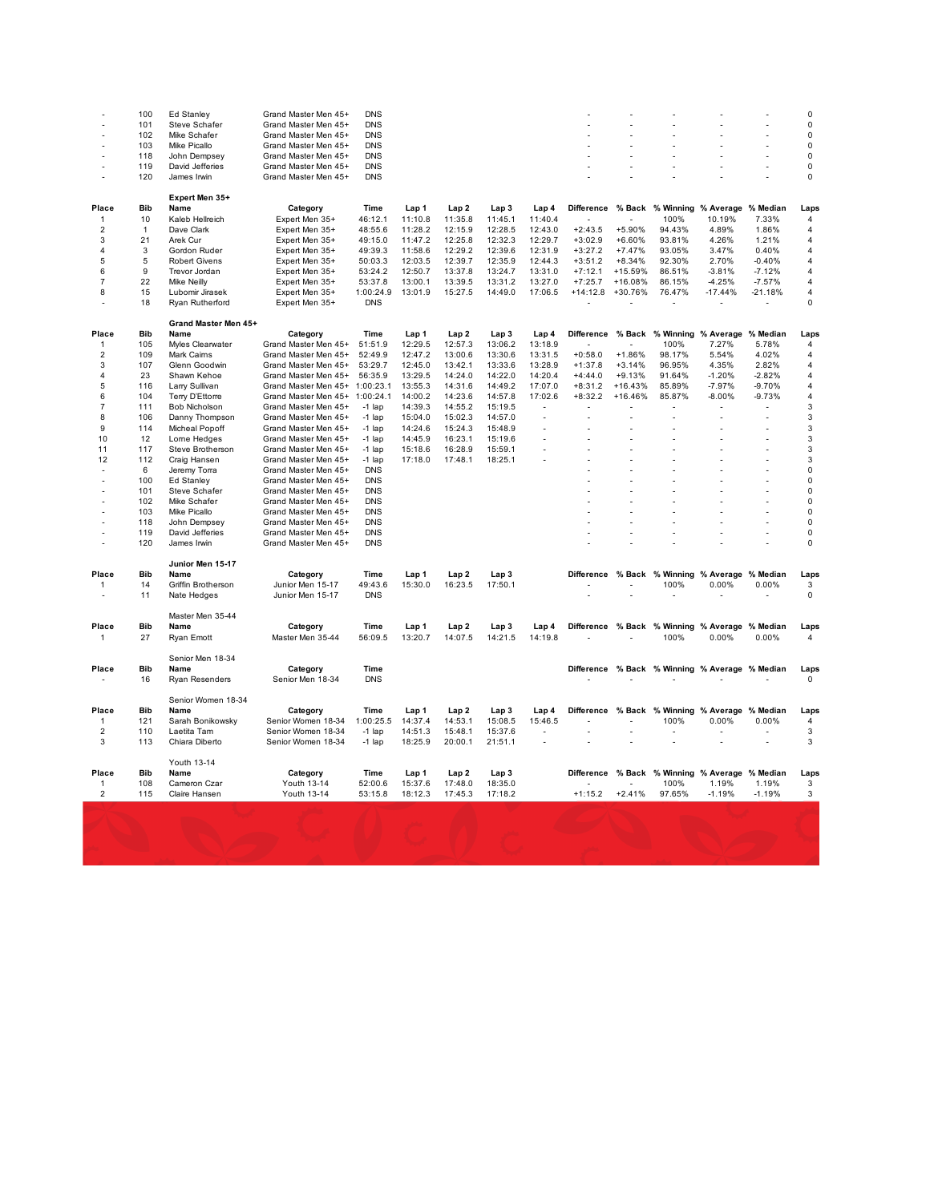| | | | | | | | | | | | | | | | |
|---|---|---|---|---|---|---|---|---|---|---|---|---|---|---|---|
| - | 100 | Ed Stanley | Grand Master Men 45+ | DNS | | | | | - | - | - | - | - | 0 |
| - | 101 | Steve Schafer | Grand Master Men 45+ | DNS | | | | | - | - | - | - | - | 0 |
| - | 102 | Mike Schafer | Grand Master Men 45+ | DNS | | | | | - | - | - | - | - | 0 |
| - | 103 | Mike Picallo | Grand Master Men 45+ | DNS | | | | | - | - | - | - | - | 0 |
| - | 118 | John Dempsey | Grand Master Men 45+ | DNS | | | | | - | - | - | - | - | 0 |
| - | 119 | David Jefferies | Grand Master Men 45+ | DNS | | | | | - | - | - | - | - | 0 |
| - | 120 | James Irwin | Grand Master Men 45+ | DNS | | | | | - | - | - | - | - | 0 |

**Expert Men 35+**

| Place | Bib | Name | Category | Time | Lap 1 | Lap 2 | Lap 3 | Lap 4 | Difference | % Back | % Winning | % Average | % Median | Laps |
|---|---|---|---|---|---|---|---|---|---|---|---|---|---|---|
| 1 | 10 | Kaleb Hellreich | Expert Men 35+ | 46:12.1 | 11:10.8 | 11:35.8 | 11:45.1 | 11:40.4 | - | - | 100% | 10.19% | 7.33% | 4 |
| 2 | 1 | Dave Clark | Expert Men 35+ | 48:55.6 | 11:28.2 | 12:15.9 | 12:28.5 | 12:43.0 | +2:43.5 | +5.90% | 94.43% | 4.89% | 1.86% | 4 |
| 3 | 21 | Arek Cur | Expert Men 35+ | 49:15.0 | 11:47.2 | 12:25.8 | 12:32.3 | 12:29.7 | +3:02.9 | +6.60% | 93.81% | 4.26% | 1.21% | 4 |
| 4 | 3 | Gordon Ruder | Expert Men 35+ | 49:39.3 | 11:58.6 | 12:29.2 | 12:39.6 | 12:31.9 | +3:27.2 | +7.47% | 93.05% | 3.47% | 0.40% | 4 |
| 5 | 5 | Robert Givens | Expert Men 35+ | 50:03.3 | 12:03.5 | 12:39.7 | 12:35.9 | 12:44.3 | +3:51.2 | +8.34% | 92.30% | 2.70% | -0.40% | 4 |
| 6 | 9 | Trevor Jordan | Expert Men 35+ | 53:24.2 | 12:50.7 | 13:37.8 | 13:24.7 | 13:31.0 | +7:12.1 | +15.59% | 86.51% | -3.81% | -7.12% | 4 |
| 7 | 22 | Mike Neilly | Expert Men 35+ | 53:37.8 | 13:00.1 | 13:39.5 | 13:31.2 | 13:27.0 | +7:25.7 | +16.08% | 86.15% | -4.25% | -7.57% | 4 |
| 8 | 15 | Lubomir Jirasek | Expert Men 35+ | 1:00:24.9 | 13:01.9 | 15:27.5 | 14:49.0 | 17:06.5 | +14:12.8 | +30.76% | 76.47% | -17.44% | -21.18% | 4 |
| - | 18 | Ryan Rutherford | Expert Men 35+ | DNS | | | | | - | - | - | - | - | 0 |

**Grand Master Men 45+**

| Place | Bib | Name | Category | Time | Lap 1 | Lap 2 | Lap 3 | Lap 4 | Difference | % Back | % Winning | % Average | % Median | Laps |
|---|---|---|---|---|---|---|---|---|---|---|---|---|---|---|
| 1 | 105 | Myles Clearwater | Grand Master Men 45+ | 51:51.9 | 12:29.5 | 12:57.3 | 13:06.2 | 13:18.9 | - | - | 100% | 7.27% | 5.78% | 4 |
| 2 | 109 | Mark Cairns | Grand Master Men 45+ | 52:49.9 | 12:47.2 | 13:00.6 | 13:30.6 | 13:31.5 | +0:58.0 | +1.86% | 98.17% | 5.54% | 4.02% | 4 |
| 3 | 107 | Glenn Goodwin | Grand Master Men 45+ | 53:29.7 | 12:45.0 | 13:42.1 | 13:33.6 | 13:28.9 | +1:37.8 | +3.14% | 96.95% | 4.35% | 2.82% | 4 |
| 4 | 23 | Shawn Kehoe | Grand Master Men 45+ | 56:35.9 | 13:29.5 | 14:24.0 | 14:22.0 | 14:20.4 | +4:44.0 | +9.13% | 91.64% | -1.20% | -2.82% | 4 |
| 5 | 116 | Larry Sullivan | Grand Master Men 45+ | 1:00:23.1 | 13:55.3 | 14:31.6 | 14:49.2 | 17:07.0 | +8:31.2 | +16.43% | 85.89% | -7.97% | -9.70% | 4 |
| 6 | 104 | Terry D'Ettorre | Grand Master Men 45+ | 1:00:24.1 | 14:00.2 | 14:23.6 | 14:57.8 | 17:02.6 | +8:32.2 | +16.46% | 85.87% | -8.00% | -9.73% | 4 |
| 7 | 111 | Bob Nicholson | Grand Master Men 45+ | -1 lap | 14:39.3 | 14:55.2 | 15:19.5 | - | - | - | - | - | - | 3 |
| 8 | 106 | Danny Thompson | Grand Master Men 45+ | -1 lap | 15:04.0 | 15:02.3 | 14:57.0 | - | - | - | - | - | - | 3 |
| 9 | 114 | Micheal Popoff | Grand Master Men 45+ | -1 lap | 14:24.6 | 15:24.3 | 15:48.9 | - | - | - | - | - | - | 3 |
| 10 | 12 | Lorne Hedges | Grand Master Men 45+ | -1 lap | 14:45.9 | 16:23.1 | 15:19.6 | - | - | - | - | - | - | 3 |
| 11 | 117 | Steve Brotherson | Grand Master Men 45+ | -1 lap | 15:18.6 | 16:28.9 | 15:59.1 | - | - | - | - | - | - | 3 |
| 12 | 112 | Craig Hansen | Grand Master Men 45+ | -1 lap | 17:18.0 | 17:48.1 | 18:25.1 | - | - | - | - | - | - | 3 |
| - | 6 | Jeremy Torra | Grand Master Men 45+ | DNS | | | | | - | - | - | - | - | 0 |
| - | 100 | Ed Stanley | Grand Master Men 45+ | DNS | | | | | - | - | - | - | - | 0 |
| - | 101 | Steve Schafer | Grand Master Men 45+ | DNS | | | | | - | - | - | - | - | 0 |
| - | 102 | Mike Schafer | Grand Master Men 45+ | DNS | | | | | - | - | - | - | - | 0 |
| - | 103 | Mike Picallo | Grand Master Men 45+ | DNS | | | | | - | - | - | - | - | 0 |
| - | 118 | John Dempsey | Grand Master Men 45+ | DNS | | | | | - | - | - | - | - | 0 |
| - | 119 | David Jefferies | Grand Master Men 45+ | DNS | | | | | - | - | - | - | - | 0 |
| - | 120 | James Irwin | Grand Master Men 45+ | DNS | | | | | - | - | - | - | - | 0 |

**Junior Men 15-17**

| Place | Bib | Name | Category | Time | Lap 1 | Lap 2 | Lap 3 | Difference | % Back | % Winning | % Average | % Median | Laps |
|---|---|---|---|---|---|---|---|---|---|---|---|---|---|
| 1 | 14 | Griffin Brotherson | Junior Men 15-17 | 49:43.6 | 15:30.0 | 16:23.5 | 17:50.1 | - | - | 100% | 0.00% | 0.00% | 3 |
| - | 11 | Nate Hedges | Junior Men 15-17 | DNS | | | | - | - | - | - | - | 0 |

Master Men 35-44

| Place | Bib | Name | Category | Time | Lap 1 | Lap 2 | Lap 3 | Lap 4 | Difference | % Back | % Winning | % Average | % Median | Laps |
|---|---|---|---|---|---|---|---|---|---|---|---|---|---|---|
| 1 | 27 | Ryan Emott | Master Men 35-44 | 56:09.5 | 13:20.7 | 14:07.5 | 14:21.5 | 14:19.8 | - | - | 100% | 0.00% | 0.00% | 4 |

Senior Men 18-34

| Place | Bib | Name | Category | Time | Difference | % Back | % Winning | % Average | % Median | Laps |
|---|---|---|---|---|---|---|---|---|---|---|
| - | 16 | Ryan Resenders | Senior Men 18-34 | DNS | - | - | - | - | - | 0 |

Senior Women 18-34

| Place | Bib | Name | Category | Time | Lap 1 | Lap 2 | Lap 3 | Lap 4 | Difference | % Back | % Winning | % Average | % Median | Laps |
|---|---|---|---|---|---|---|---|---|---|---|---|---|---|---|
| 1 | 121 | Sarah Bonikowsky | Senior Women 18-34 | 1:00:25.5 | 14:37.4 | 14:53.1 | 15:08.5 | 15:46.5 | - | - | 100% | 0.00% | 0.00% | 4 |
| 2 | 110 | Laetita Tam | Senior Women 18-34 | -1 lap | 14:51.3 | 15:48.1 | 15:37.6 | - | - | - | - | - | - | 3 |
| 3 | 113 | Chiara Diberto | Senior Women 18-34 | -1 lap | 18:25.9 | 20:00.1 | 21:51.1 | - | - | - | - | - | - | 3 |

Youth 13-14

| Place | Bib | Name | Category | Time | Lap 1 | Lap 2 | Lap 3 | Difference | % Back | % Winning | % Average | % Median | Laps |
|---|---|---|---|---|---|---|---|---|---|---|---|---|---|
| 1 | 108 | Cameron Czar | Youth 13-14 | 52:00.6 | 15:37.6 | 17:48.0 | 18:35.0 | - | - | 100% | 1.19% | 1.19% | 3 |
| 2 | 115 | Claire Hansen | Youth 13-14 | 53:15.8 | 18:12.3 | 17:45.3 | 17:18.2 | +1:15.2 | +2.41% | 97.65% | -1.19% | -1.19% | 3 |